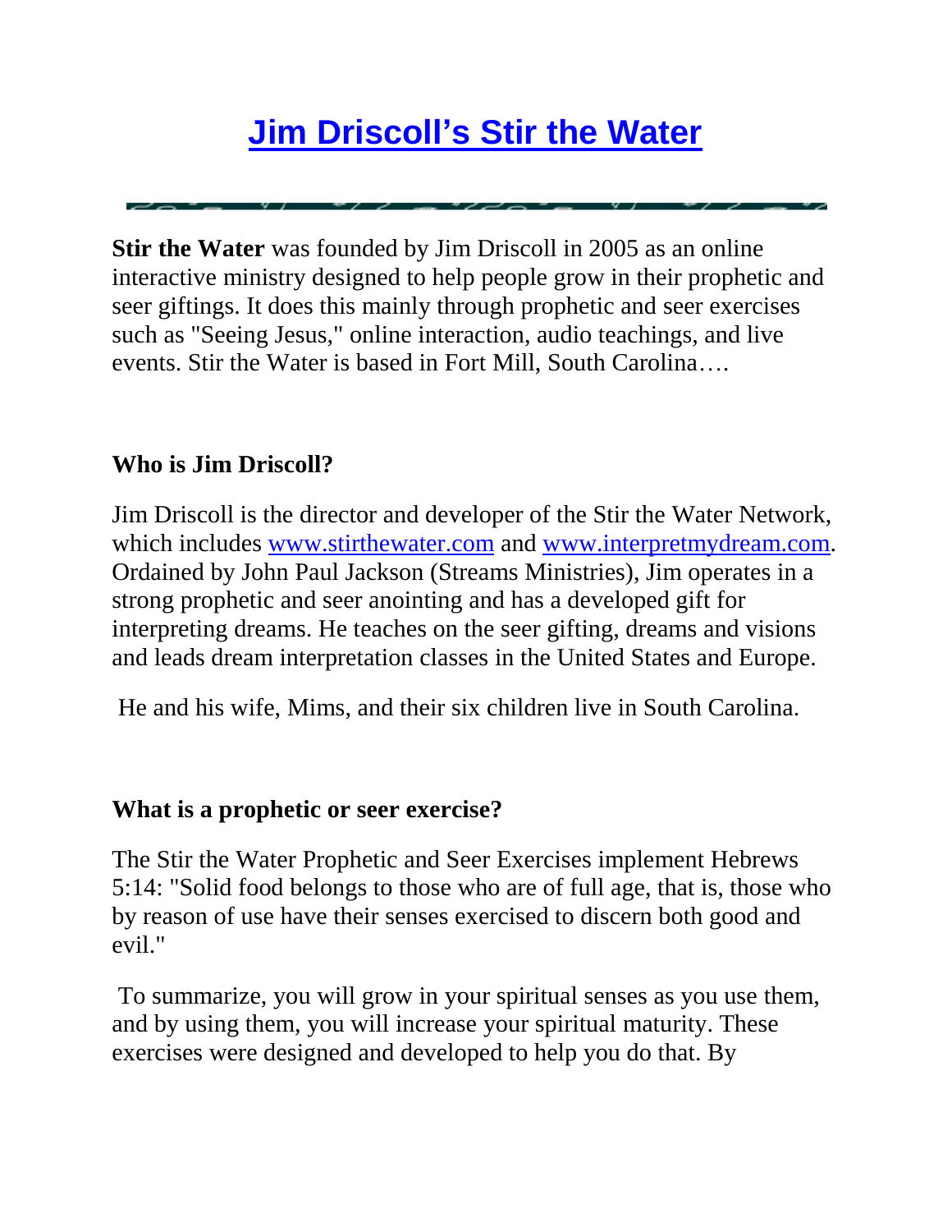# Jim Driscoll's Stir the Water

**Stir the Water** was founded by Jim Driscoll in 2005 as an online interactive ministry designed to help people grow in their prophetic and seer giftings. It does this mainly through prophetic and seer exercises such as "Seeing Jesus," online interaction, audio teachings, and live events. Stir the Water is based in Fort Mill, South Carolina….

### Who is Jim Driscoll?

Jim Driscoll is the director and developer of the Stir the Water Network, which includes www.stirthewater.com and www.interpretmydream.com. Ordained by John Paul Jackson (Streams Ministries), Jim operates in a strong prophetic and seer anointing and has a developed gift for interpreting dreams. He teaches on the seer gifting, dreams and visions and leads dream interpretation classes in the United States and Europe.

He and his wife, Mims, and their six children live in South Carolina.

### What is a prophetic or seer exercise?

The Stir the Water Prophetic and Seer Exercises implement Hebrews 5:14: "Solid food belongs to those who are of full age, that is, those who by reason of use have their senses exercised to discern both good and evil."

To summarize, you will grow in your spiritual senses as you use them, and by using them, you will increase your spiritual maturity. These exercises were designed and developed to help you do that. By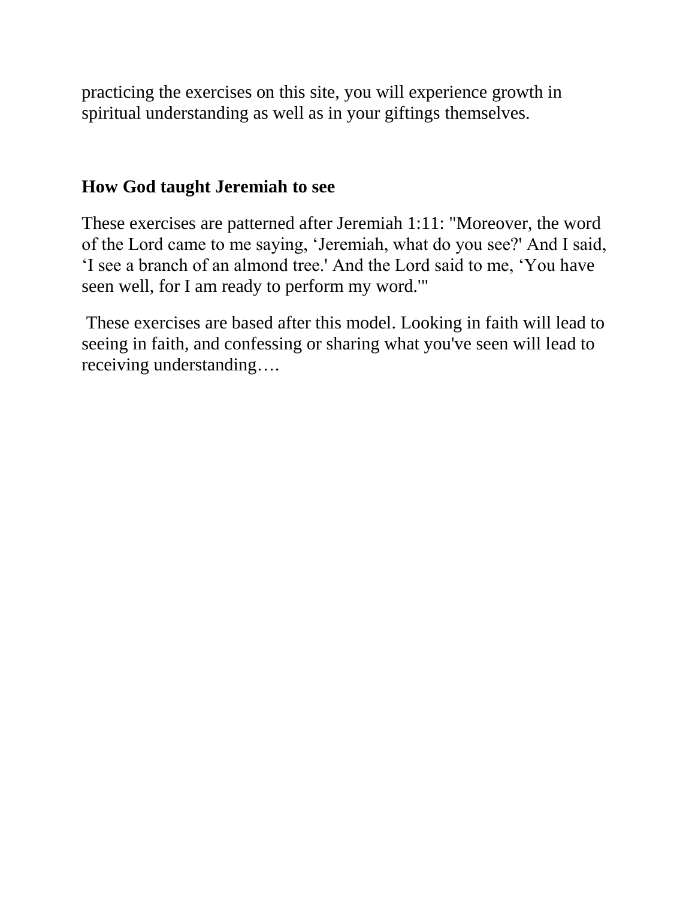practicing the exercises on this site, you will experience growth in spiritual understanding as well as in your giftings themselves.

**How God taught Jeremiah to see**

These exercises are patterned after Jeremiah 1:11: "Moreover, the word of the Lord came to me saying, ‘Jeremiah, what do you see?' And I said, ‘I see a branch of an almond tree.' And the Lord said to me, ‘You have seen well, for I am ready to perform my word.'"

These exercises are based after this model. Looking in faith will lead to seeing in faith, and confessing or sharing what you've seen will lead to receiving understanding….